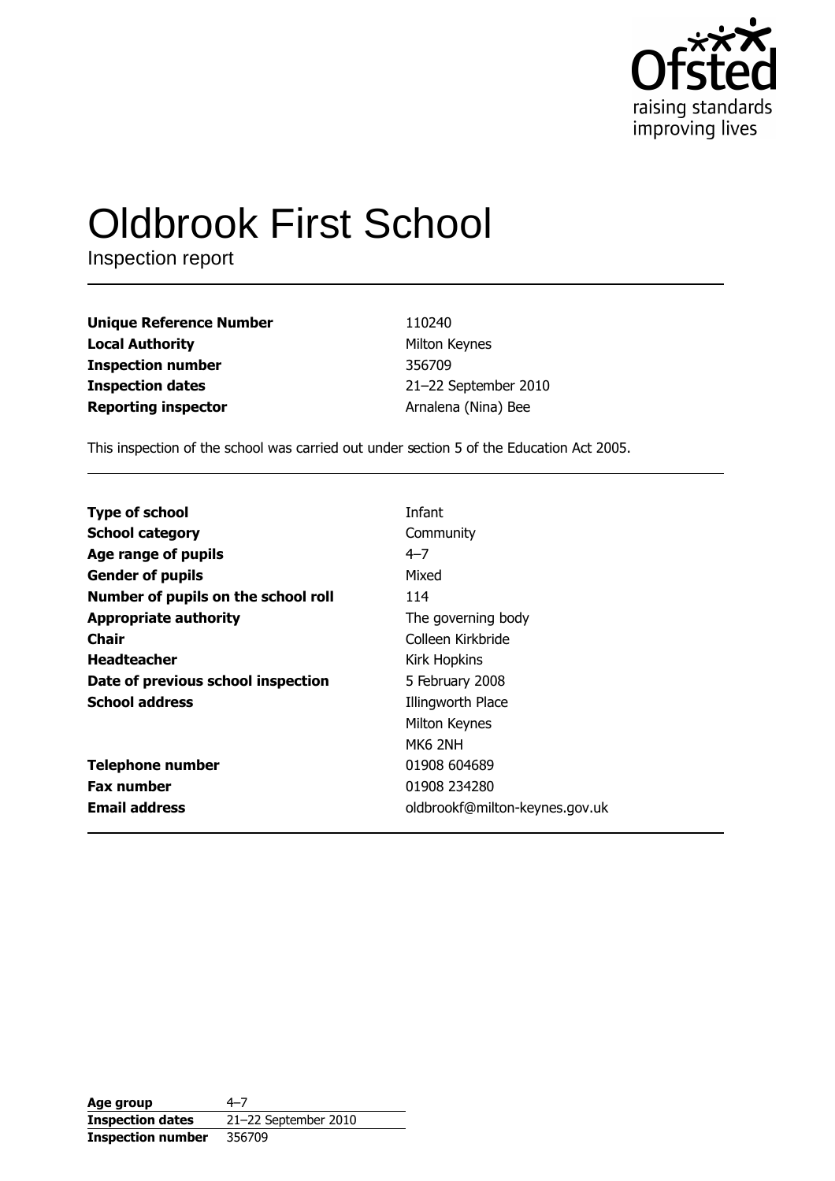# Oldbrook First School

Inspection report

| | |
|---|---|
| **Unique Reference Number** | 110240 |
| **Local Authority** | Milton Keynes |
| **Inspection number** | 356709 |
| **Inspection dates** | 21–22 September 2010 |
| **Reporting inspector** | Arnalena (Nina) Bee |

This inspection of the school was carried out under section 5 of the Education Act 2005.

| | |
|---|---|
| **Type of school** | Infant |
| **School category** | Community |
| **Age range of pupils** | 4–7 |
| **Gender of pupils** | Mixed |
| **Number of pupils on the school roll** | 114 |
| **Appropriate authority** | The governing body |
| **Chair** | Colleen Kirkbride |
| **Headteacher** | Kirk Hopkins |
| **Date of previous school inspection** | 5 February 2008 |
| **School address** | Illingworth Place<br>Milton Keynes<br>MK6 2NH |
| **Telephone number** | 01908 604689 |
| **Fax number** | 01908 234280 |
| **Email address** | oldbrookf@milton-keynes.gov.uk |

| | |
|---|---|
| **Age group** | 4–7 |
| **Inspection dates** | 21–22 September 2010 |
| **Inspection number** | 356709 |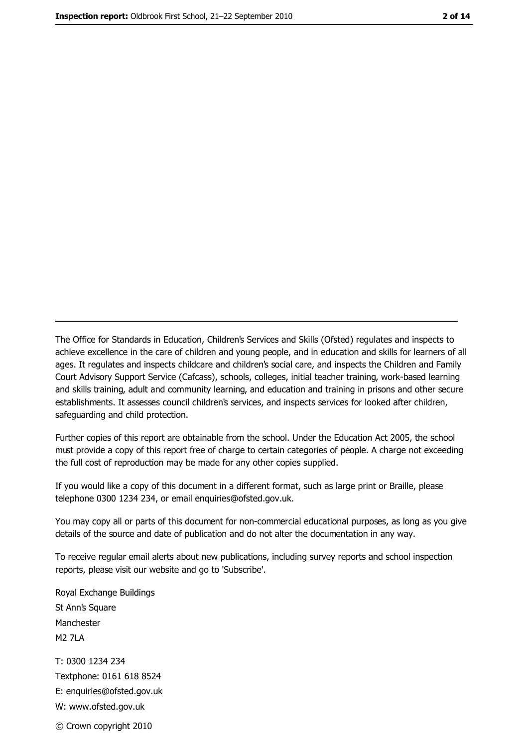---

The Office for Standards in Education, Children's Services and Skills (Ofsted) regulates and inspects to achieve excellence in the care of children and young people, and in education and skills for learners of all ages. It regulates and inspects childcare and children's social care, and inspects the Children and Family Court Advisory Support Service (Cafcass), schools, colleges, initial teacher training, work-based learning and skills training, adult and community learning, and education and training in prisons and other secure establishments. It assesses council children's services, and inspects services for looked after children, safeguarding and child protection.

Further copies of this report are obtainable from the school. Under the Education Act 2005, the school must provide a copy of this report free of charge to certain categories of people. A charge not exceeding the full cost of reproduction may be made for any other copies supplied.

If you would like a copy of this document in a different format, such as large print or Braille, please telephone 0300 1234 234, or email enquiries@ofsted.gov.uk.

You may copy all or parts of this document for non-commercial educational purposes, as long as you give details of the source and date of publication and do not alter the documentation in any way.

To receive regular email alerts about new publications, including survey reports and school inspection reports, please visit our website and go to 'Subscribe'.

Royal Exchange Buildings
St Ann's Square
Manchester
M2 7LA

T: 0300 1234 234
Textphone: 0161 618 8524
E: enquiries@ofsted.gov.uk
W: www.ofsted.gov.uk

© Crown copyright 2010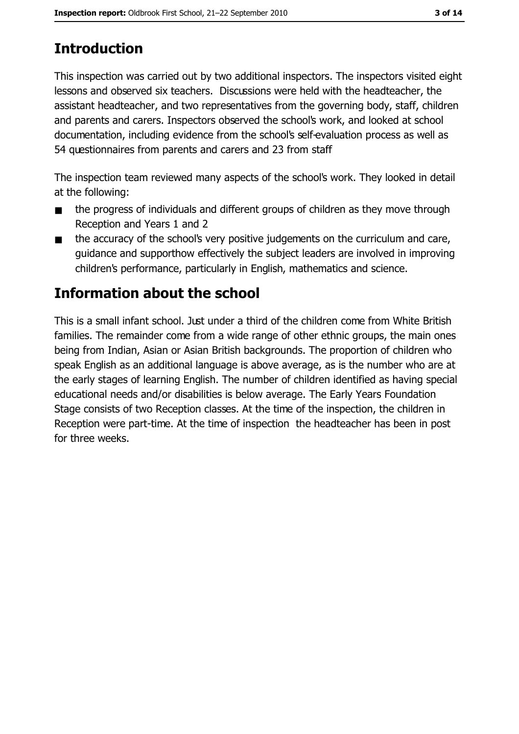## Introduction

This inspection was carried out by two additional inspectors. The inspectors visited eight lessons and observed six teachers. Discussions were held with the headteacher, the assistant headteacher, and two representatives from the governing body, staff, children and parents and carers. Inspectors observed the school's work, and looked at school documentation, including evidence from the school's self-evaluation process as well as 54 questionnaires from parents and carers and 23 from staff

The inspection team reviewed many aspects of the school's work. They looked in detail at the following:

- the progress of individuals and different groups of children as they move through Reception and Years 1 and 2
- the accuracy of the school's very positive judgements on the curriculum and care, guidance and supporthow effectively the subject leaders are involved in improving children's performance, particularly in English, mathematics and science.

## Information about the school

This is a small infant school. Just under a third of the children come from White British families. The remainder come from a wide range of other ethnic groups, the main ones being from Indian, Asian or Asian British backgrounds. The proportion of children who speak English as an additional language is above average, as is the number who are at the early stages of learning English. The number of children identified as having special educational needs and/or disabilities is below average. The Early Years Foundation Stage consists of two Reception classes. At the time of the inspection, the children in Reception were part-time. At the time of inspection the headteacher has been in post for three weeks.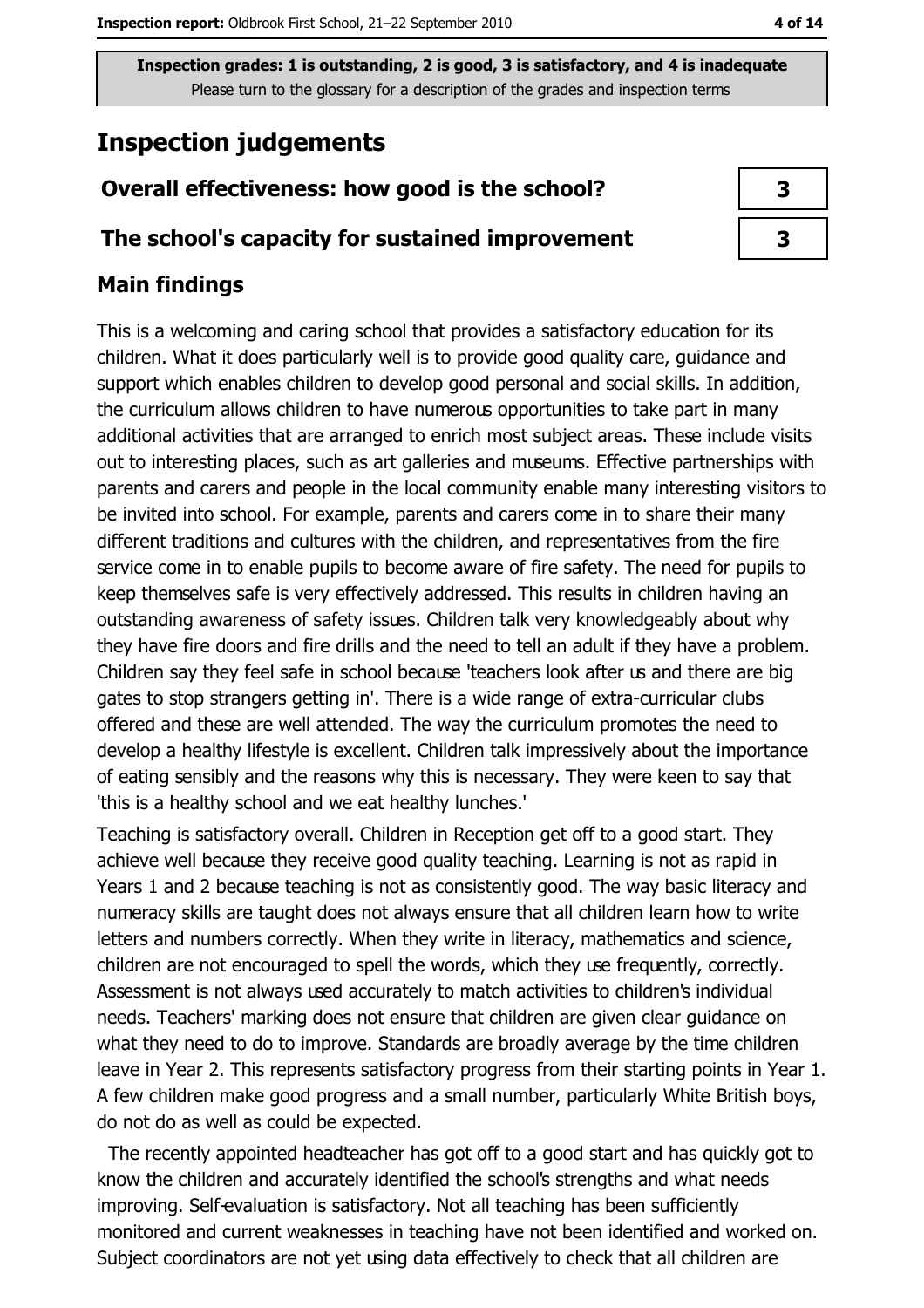Inspection grades: 1 is outstanding, 2 is good, 3 is satisfactory, and 4 is inadequate
Please turn to the glossary for a description of the grades and inspection terms

# Inspection judgements

| | |
|---|---|
| **Overall effectiveness: how good is the school?** | **3** |
| **The school's capacity for sustained improvement** | **3** |

## Main findings

This is a welcoming and caring school that provides a satisfactory education for its children. What it does particularly well is to provide good quality care, guidance and support which enables children to develop good personal and social skills. In addition, the curriculum allows children to have numerous opportunities to take part in many additional activities that are arranged to enrich most subject areas. These include visits out to interesting places, such as art galleries and museums. Effective partnerships with parents and carers and people in the local community enable many interesting visitors to be invited into school. For example, parents and carers come in to share their many different traditions and cultures with the children, and representatives from the fire service come in to enable pupils to become aware of fire safety. The need for pupils to keep themselves safe is very effectively addressed. This results in children having an outstanding awareness of safety issues. Children talk very knowledgeably about why they have fire doors and fire drills and the need to tell an adult if they have a problem. Children say they feel safe in school because 'teachers look after us and there are big gates to stop strangers getting in'. There is a wide range of extra-curricular clubs offered and these are well attended. The way the curriculum promotes the need to develop a healthy lifestyle is excellent. Children talk impressively about the importance of eating sensibly and the reasons why this is necessary. They were keen to say that 'this is a healthy school and we eat healthy lunches.'

Teaching is satisfactory overall. Children in Reception get off to a good start. They achieve well because they receive good quality teaching. Learning is not as rapid in Years 1 and 2 because teaching is not as consistently good. The way basic literacy and numeracy skills are taught does not always ensure that all children learn how to write letters and numbers correctly. When they write in literacy, mathematics and science, children are not encouraged to spell the words, which they use frequently, correctly. Assessment is not always used accurately to match activities to children's individual needs. Teachers' marking does not ensure that children are given clear guidance on what they need to do to improve. Standards are broadly average by the time children leave in Year 2. This represents satisfactory progress from their starting points in Year 1. A few children make good progress and a small number, particularly White British boys, do not do as well as could be expected.

The recently appointed headteacher has got off to a good start and has quickly got to know the children and accurately identified the school's strengths and what needs improving. Self-evaluation is satisfactory. Not all teaching has been sufficiently monitored and current weaknesses in teaching have not been identified and worked on. Subject coordinators are not yet using data effectively to check that all children are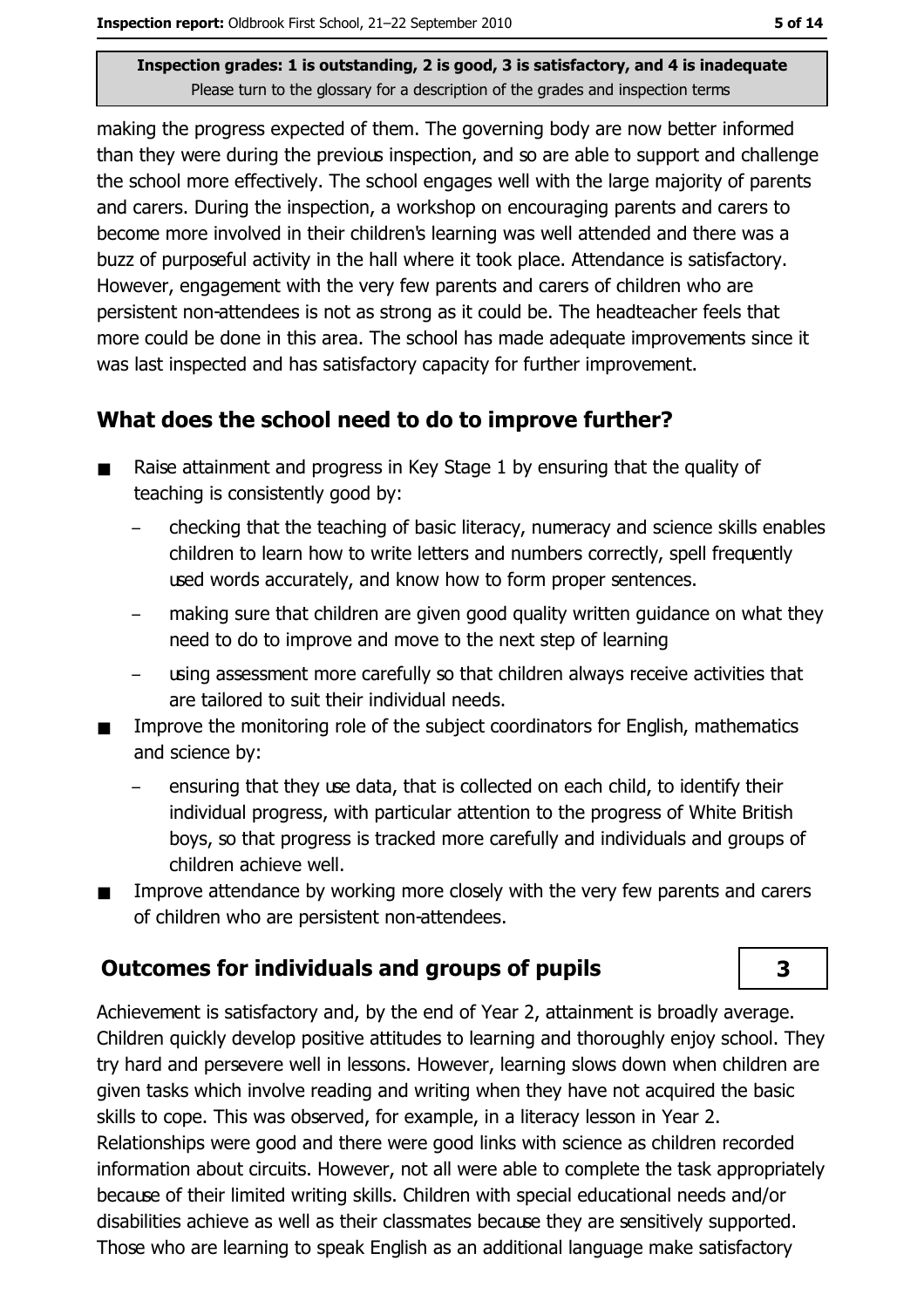making the progress expected of them. The governing body are now better informed than they were during the previous inspection, and so are able to support and challenge the school more effectively. The school engages well with the large majority of parents and carers. During the inspection, a workshop on encouraging parents and carers to become more involved in their children's learning was well attended and there was a buzz of purposeful activity in the hall where it took place. Attendance is satisfactory. However, engagement with the very few parents and carers of children who are persistent non-attendees is not as strong as it could be. The headteacher feels that more could be done in this area. The school has made adequate improvements since it was last inspected and has satisfactory capacity for further improvement.

## What does the school need to do to improve further?

- Raise attainment and progress in Key Stage 1 by ensuring that the quality of teaching is consistently good by:
  - checking that the teaching of basic literacy, numeracy and science skills enables children to learn how to write letters and numbers correctly, spell frequently used words accurately, and know how to form proper sentences.
  - making sure that children are given good quality written guidance on what they need to do to improve and move to the next step of learning
  - using assessment more carefully so that children always receive activities that are tailored to suit their individual needs.
- Improve the monitoring role of the subject coordinators for English, mathematics and science by:
  - ensuring that they use data, that is collected on each child, to identify their individual progress, with particular attention to the progress of White British boys, so that progress is tracked more carefully and individuals and groups of children achieve well.
- Improve attendance by working more closely with the very few parents and carers of children who are persistent non-attendees.

## Outcomes for individuals and groups of pupils — 3

Achievement is satisfactory and, by the end of Year 2, attainment is broadly average. Children quickly develop positive attitudes to learning and thoroughly enjoy school. They try hard and persevere well in lessons. However, learning slows down when children are given tasks which involve reading and writing when they have not acquired the basic skills to cope. This was observed, for example, in a literacy lesson in Year 2. Relationships were good and there were good links with science as children recorded information about circuits. However, not all were able to complete the task appropriately because of their limited writing skills. Children with special educational needs and/or disabilities achieve as well as their classmates because they are sensitively supported. Those who are learning to speak English as an additional language make satisfactory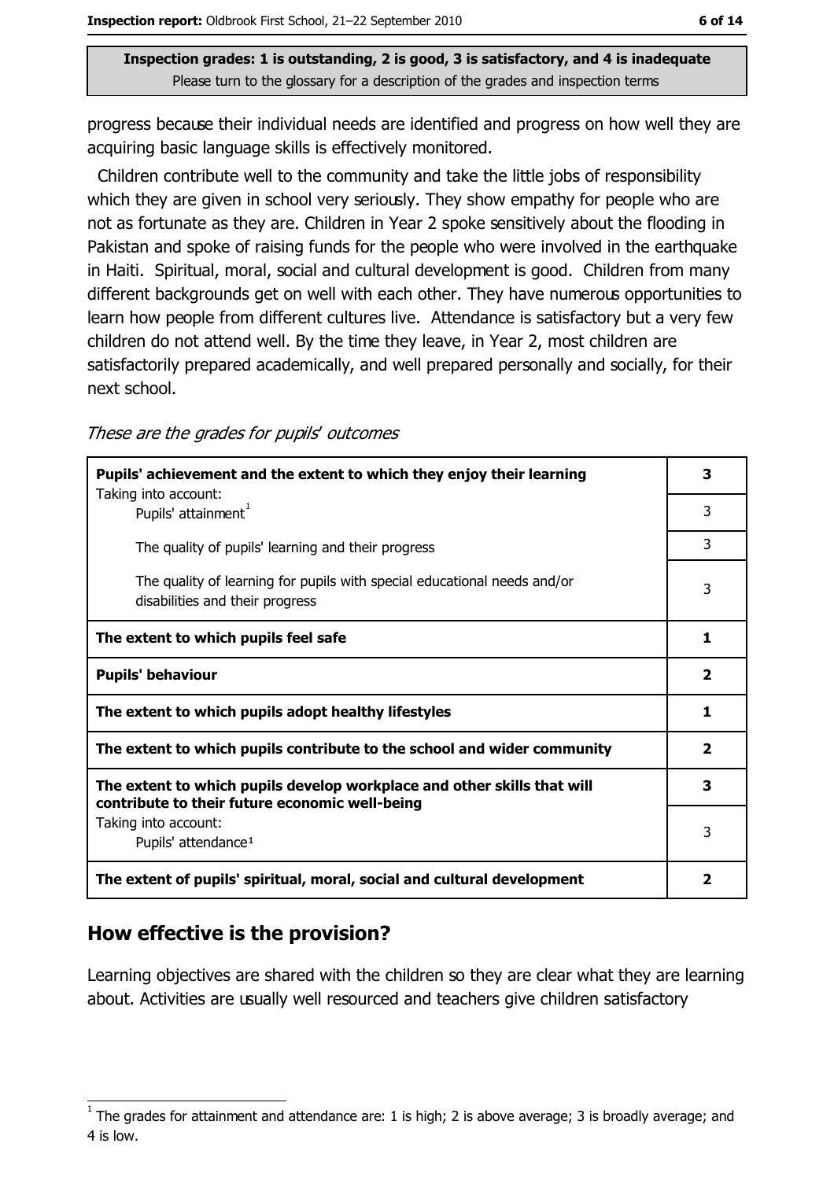Inspection grades: 1 is outstanding, 2 is good, 3 is satisfactory, and 4 is inadequate
Please turn to the glossary for a description of the grades and inspection terms

progress because their individual needs are identified and progress on how well they are acquiring basic language skills is effectively monitored.

Children contribute well to the community and take the little jobs of responsibility which they are given in school very seriously. They show empathy for people who are not as fortunate as they are. Children in Year 2 spoke sensitively about the flooding in Pakistan and spoke of raising funds for the people who were involved in the earthquake in Haiti. Spiritual, moral, social and cultural development is good. Children from many different backgrounds get on well with each other. They have numerous opportunities to learn how people from different cultures live. Attendance is satisfactory but a very few children do not attend well. By the time they leave, in Year 2, most children are satisfactorily prepared academically, and well prepared personally and socially, for their next school.

*These are the grades for pupils' outcomes*

| | |
|---|---|
| **Pupils' achievement and the extent to which they enjoy their learning** | **3** |
| Taking into account: Pupils' attainment[1] | 3 |
| The quality of pupils' learning and their progress | 3 |
| The quality of learning for pupils with special educational needs and/or disabilities and their progress | 3 |
| **The extent to which pupils feel safe** | **1** |
| **Pupils' behaviour** | **2** |
| **The extent to which pupils adopt healthy lifestyles** | **1** |
| **The extent to which pupils contribute to the school and wider community** | **2** |
| **The extent to which pupils develop workplace and other skills that will contribute to their future economic well-being** | **3** |
| Taking into account: Pupils' attendance[1] | 3 |
| **The extent of pupils' spiritual, moral, social and cultural development** | **2** |

## How effective is the provision?

Learning objectives are shared with the children so they are clear what they are learning about. Activities are usually well resourced and teachers give children satisfactory

[1] The grades for attainment and attendance are: 1 is high; 2 is above average; 3 is broadly average; and 4 is low.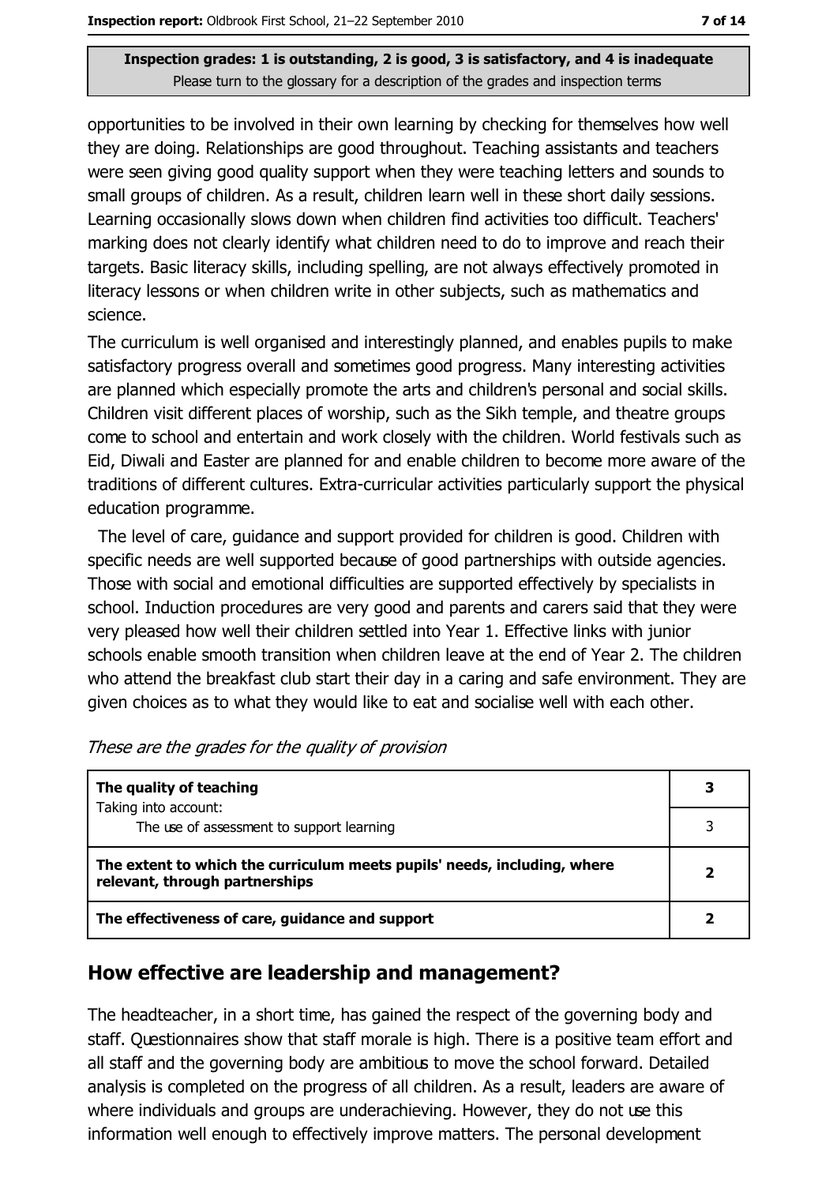opportunities to be involved in their own learning by checking for themselves how well they are doing. Relationships are good throughout. Teaching assistants and teachers were seen giving good quality support when they were teaching letters and sounds to small groups of children. As a result, children learn well in these short daily sessions. Learning occasionally slows down when children find activities too difficult. Teachers' marking does not clearly identify what children need to do to improve and reach their targets. Basic literacy skills, including spelling, are not always effectively promoted in literacy lessons or when children write in other subjects, such as mathematics and science.

The curriculum is well organised and interestingly planned, and enables pupils to make satisfactory progress overall and sometimes good progress. Many interesting activities are planned which especially promote the arts and children's personal and social skills. Children visit different places of worship, such as the Sikh temple, and theatre groups come to school and entertain and work closely with the children. World festivals such as Eid, Diwali and Easter are planned for and enable children to become more aware of the traditions of different cultures. Extra-curricular activities particularly support the physical education programme.

The level of care, guidance and support provided for children is good. Children with specific needs are well supported because of good partnerships with outside agencies. Those with social and emotional difficulties are supported effectively by specialists in school. Induction procedures are very good and parents and carers said that they were very pleased how well their children settled into Year 1. Effective links with junior schools enable smooth transition when children leave at the end of Year 2. The children who attend the breakfast club start their day in a caring and safe environment. They are given choices as to what they would like to eat and socialise well with each other.

*These are the grades for the quality of provision*

| | |
|---|---|
| **The quality of teaching**<br>Taking into account: | **3** |
| The use of assessment to support learning | 3 |
| **The extent to which the curriculum meets pupils' needs, including, where relevant, through partnerships** | **2** |
| **The effectiveness of care, guidance and support** | **2** |

## How effective are leadership and management?

The headteacher, in a short time, has gained the respect of the governing body and staff. Questionnaires show that staff morale is high. There is a positive team effort and all staff and the governing body are ambitious to move the school forward. Detailed analysis is completed on the progress of all children. As a result, leaders are aware of where individuals and groups are underachieving. However, they do not use this information well enough to effectively improve matters. The personal development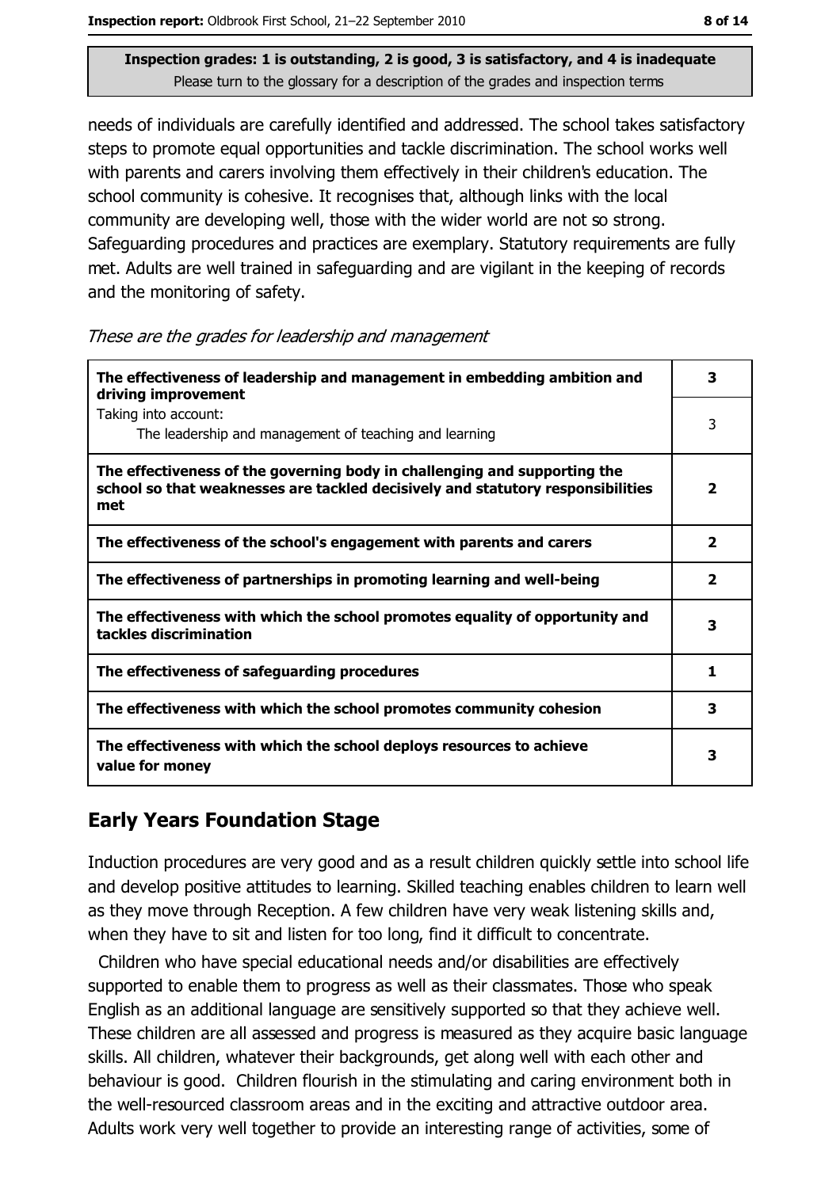Inspection grades: 1 is outstanding, 2 is good, 3 is satisfactory, and 4 is inadequate
Please turn to the glossary for a description of the grades and inspection terms

needs of individuals are carefully identified and addressed. The school takes satisfactory steps to promote equal opportunities and tackle discrimination. The school works well with parents and carers involving them effectively in their children's education. The school community is cohesive. It recognises that, although links with the local community are developing well, those with the wider world are not so strong. Safeguarding procedures and practices are exemplary. Statutory requirements are fully met. Adults are well trained in safeguarding and are vigilant in the keeping of records and the monitoring of safety.

*These are the grades for leadership and management*

| | |
|---|---|
| **The effectiveness of leadership and management in embedding ambition and driving improvement** | **3** |
| Taking into account: The leadership and management of teaching and learning | 3 |
| **The effectiveness of the governing body in challenging and supporting the school so that weaknesses are tackled decisively and statutory responsibilities met** | **2** |
| **The effectiveness of the school's engagement with parents and carers** | **2** |
| **The effectiveness of partnerships in promoting learning and well-being** | **2** |
| **The effectiveness with which the school promotes equality of opportunity and tackles discrimination** | **3** |
| **The effectiveness of safeguarding procedures** | **1** |
| **The effectiveness with which the school promotes community cohesion** | **3** |
| **The effectiveness with which the school deploys resources to achieve value for money** | **3** |

## Early Years Foundation Stage

Induction procedures are very good and as a result children quickly settle into school life and develop positive attitudes to learning. Skilled teaching enables children to learn well as they move through Reception. A few children have very weak listening skills and, when they have to sit and listen for too long, find it difficult to concentrate.

Children who have special educational needs and/or disabilities are effectively supported to enable them to progress as well as their classmates. Those who speak English as an additional language are sensitively supported so that they achieve well. These children are all assessed and progress is measured as they acquire basic language skills. All children, whatever their backgrounds, get along well with each other and behaviour is good. Children flourish in the stimulating and caring environment both in the well-resourced classroom areas and in the exciting and attractive outdoor area. Adults work very well together to provide an interesting range of activities, some of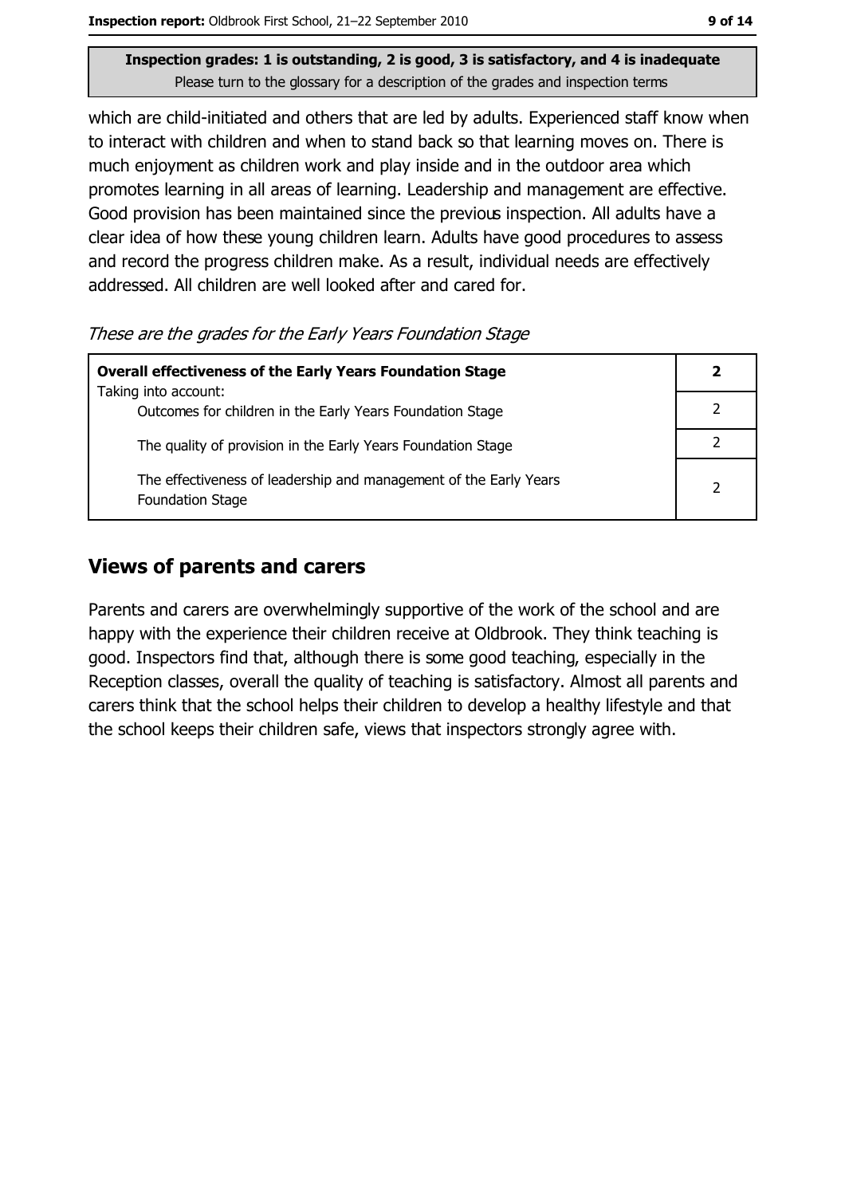**Inspection grades: 1 is outstanding, 2 is good, 3 is satisfactory, and 4 is inadequate**
Please turn to the glossary for a description of the grades and inspection terms

which are child-initiated and others that are led by adults. Experienced staff know when to interact with children and when to stand back so that learning moves on. There is much enjoyment as children work and play inside and in the outdoor area which promotes learning in all areas of learning. Leadership and management are effective. Good provision has been maintained since the previous inspection. All adults have a clear idea of how these young children learn. Adults have good procedures to assess and record the progress children make. As a result, individual needs are effectively addressed. All children are well looked after and cared for.

*These are the grades for the Early Years Foundation Stage*

| **Overall effectiveness of the Early Years Foundation Stage** Taking into account: | **2** |
|---|---|
| Outcomes for children in the Early Years Foundation Stage | 2 |
| The quality of provision in the Early Years Foundation Stage | 2 |
| The effectiveness of leadership and management of the Early Years Foundation Stage | 2 |

## Views of parents and carers

Parents and carers are overwhelmingly supportive of the work of the school and are happy with the experience their children receive at Oldbrook. They think teaching is good. Inspectors find that, although there is some good teaching, especially in the Reception classes, overall the quality of teaching is satisfactory. Almost all parents and carers think that the school helps their children to develop a healthy lifestyle and that the school keeps their children safe, views that inspectors strongly agree with.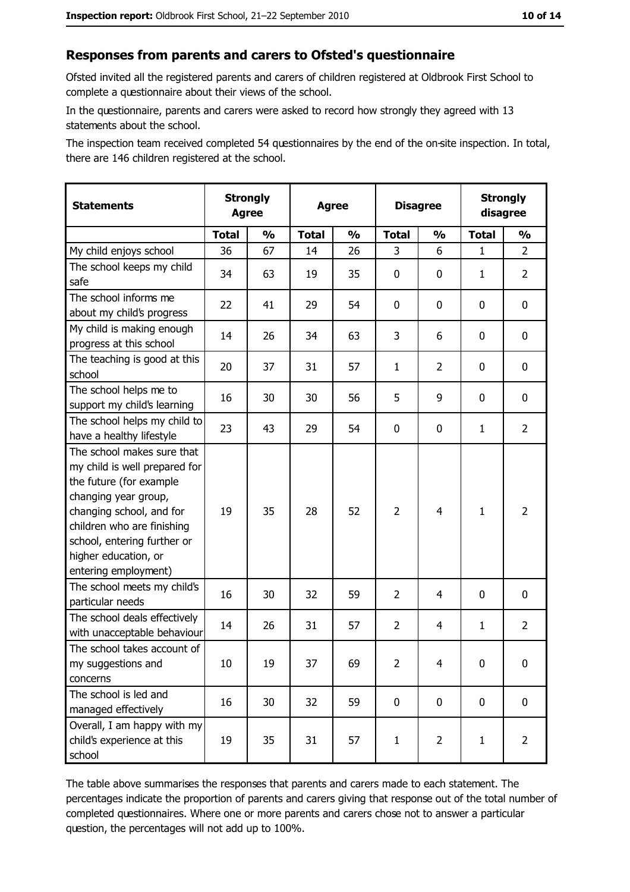## Responses from parents and carers to Ofsted's questionnaire

Ofsted invited all the registered parents and carers of children registered at Oldbrook First School to complete a questionnaire about their views of the school.

In the questionnaire, parents and carers were asked to record how strongly they agreed with 13 statements about the school.

The inspection team received completed 54 questionnaires by the end of the on-site inspection. In total, there are 146 children registered at the school.

| Statements | Strongly Agree | | Agree | | Disagree | | Strongly disagree | |
|---|---|---|---|---|---|---|---|---|
| | Total | % | Total | % | Total | % | Total | % |
| My child enjoys school | 36 | 67 | 14 | 26 | 3 | 6 | 1 | 2 |
| The school keeps my child safe | 34 | 63 | 19 | 35 | 0 | 0 | 1 | 2 |
| The school informs me about my child's progress | 22 | 41 | 29 | 54 | 0 | 0 | 0 | 0 |
| My child is making enough progress at this school | 14 | 26 | 34 | 63 | 3 | 6 | 0 | 0 |
| The teaching is good at this school | 20 | 37 | 31 | 57 | 1 | 2 | 0 | 0 |
| The school helps me to support my child's learning | 16 | 30 | 30 | 56 | 5 | 9 | 0 | 0 |
| The school helps my child to have a healthy lifestyle | 23 | 43 | 29 | 54 | 0 | 0 | 1 | 2 |
| The school makes sure that my child is well prepared for the future (for example changing year group, changing school, and for children who are finishing school, entering further or higher education, or entering employment) | 19 | 35 | 28 | 52 | 2 | 4 | 1 | 2 |
| The school meets my child's particular needs | 16 | 30 | 32 | 59 | 2 | 4 | 0 | 0 |
| The school deals effectively with unacceptable behaviour | 14 | 26 | 31 | 57 | 2 | 4 | 1 | 2 |
| The school takes account of my suggestions and concerns | 10 | 19 | 37 | 69 | 2 | 4 | 0 | 0 |
| The school is led and managed effectively | 16 | 30 | 32 | 59 | 0 | 0 | 0 | 0 |
| Overall, I am happy with my child's experience at this school | 19 | 35 | 31 | 57 | 1 | 2 | 1 | 2 |

The table above summarises the responses that parents and carers made to each statement. The percentages indicate the proportion of parents and carers giving that response out of the total number of completed questionnaires. Where one or more parents and carers chose not to answer a particular question, the percentages will not add up to 100%.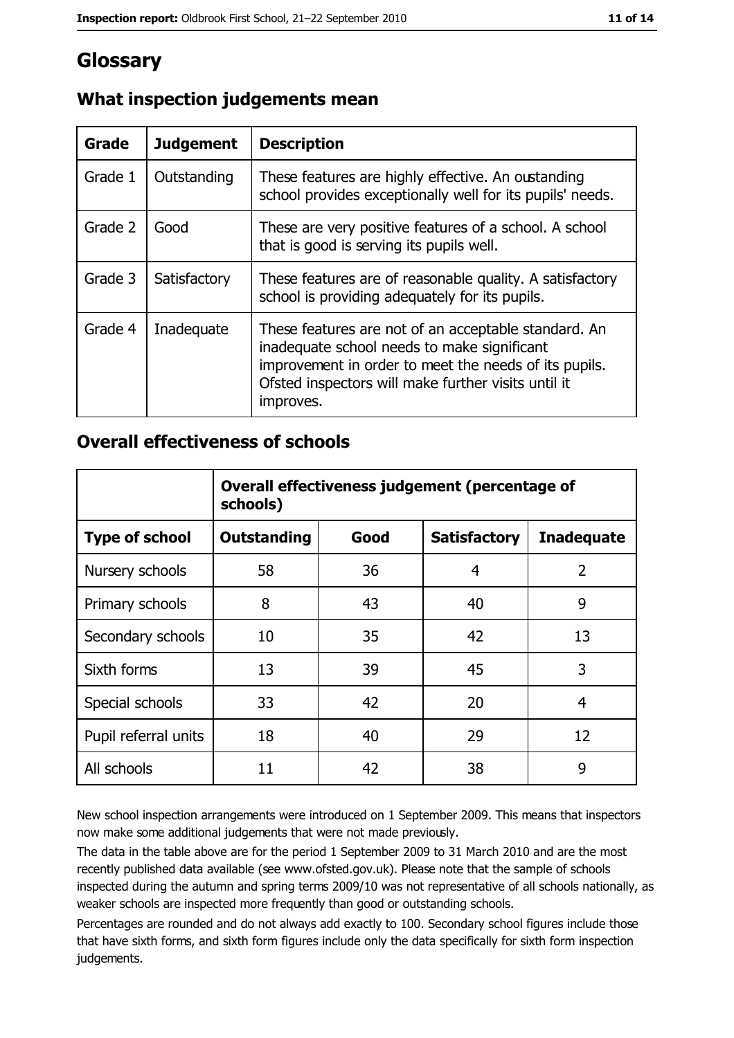# Glossary

## What inspection judgements mean

| Grade | Judgement | Description |
| --- | --- | --- |
| Grade 1 | Outstanding | These features are highly effective. An outstanding school provides exceptionally well for its pupils' needs. |
| Grade 2 | Good | These are very positive features of a school. A school that is good is serving its pupils well. |
| Grade 3 | Satisfactory | These features are of reasonable quality. A satisfactory school is providing adequately for its pupils. |
| Grade 4 | Inadequate | These features are not of an acceptable standard. An inadequate school needs to make significant improvement in order to meet the needs of its pupils. Ofsted inspectors will make further visits until it improves. |

## Overall effectiveness of schools

| | Overall effectiveness judgement (percentage of schools) | | | |
| --- | --- | --- | --- | --- |
| **Type of school** | **Outstanding** | **Good** | **Satisfactory** | **Inadequate** |
| Nursery schools | 58 | 36 | 4 | 2 |
| Primary schools | 8 | 43 | 40 | 9 |
| Secondary schools | 10 | 35 | 42 | 13 |
| Sixth forms | 13 | 39 | 45 | 3 |
| Special schools | 33 | 42 | 20 | 4 |
| Pupil referral units | 18 | 40 | 29 | 12 |
| All schools | 11 | 42 | 38 | 9 |

New school inspection arrangements were introduced on 1 September 2009. This means that inspectors now make some additional judgements that were not made previously.

The data in the table above are for the period 1 September 2009 to 31 March 2010 and are the most recently published data available (see www.ofsted.gov.uk). Please note that the sample of schools inspected during the autumn and spring terms 2009/10 was not representative of all schools nationally, as weaker schools are inspected more frequently than good or outstanding schools.

Percentages are rounded and do not always add exactly to 100. Secondary school figures include those that have sixth forms, and sixth form figures include only the data specifically for sixth form inspection judgements.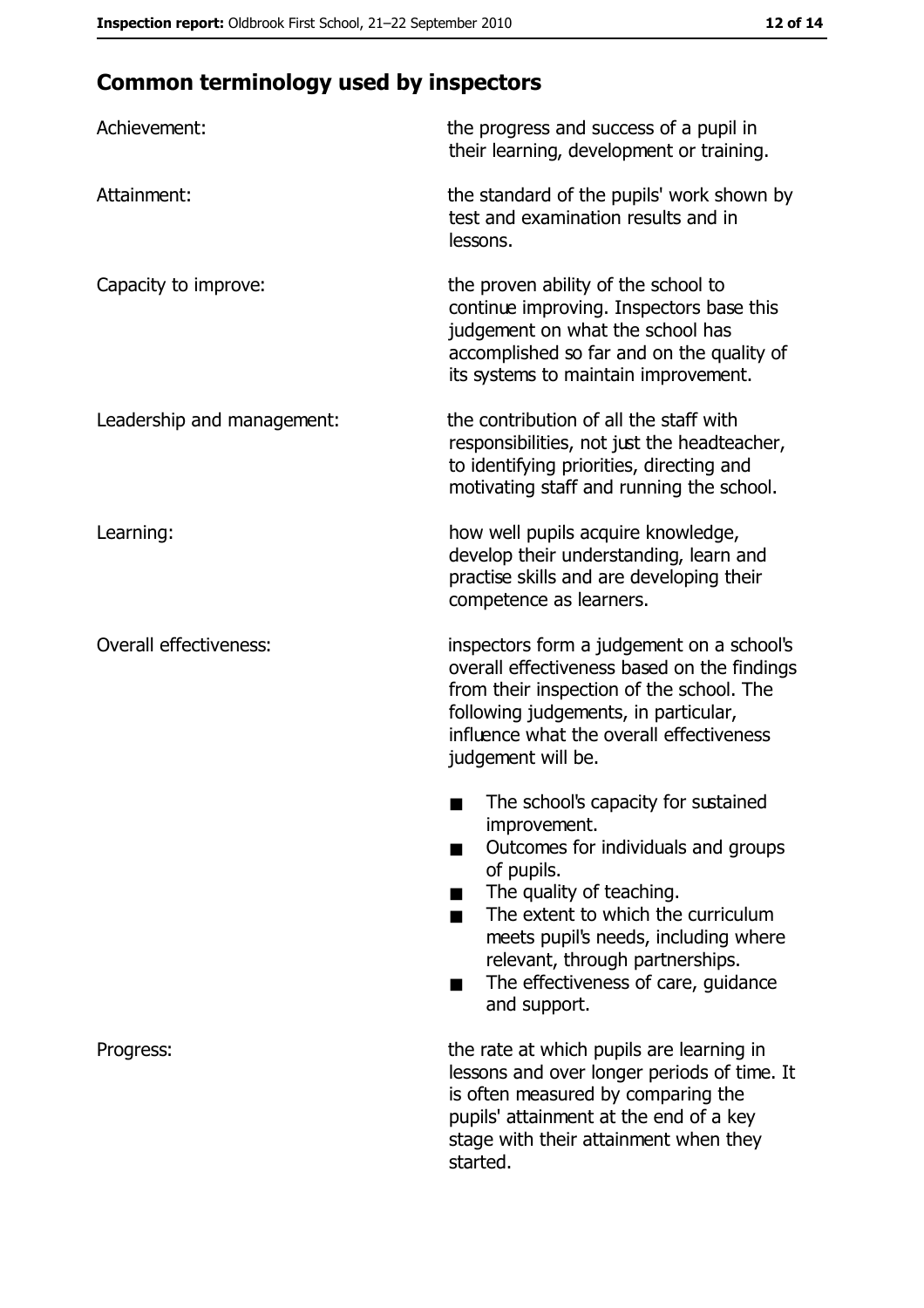## Common terminology used by inspectors

**Achievement:** the progress and success of a pupil in their learning, development or training.

**Attainment:** the standard of the pupils' work shown by test and examination results and in lessons.

**Capacity to improve:** the proven ability of the school to continue improving. Inspectors base this judgement on what the school has accomplished so far and on the quality of its systems to maintain improvement.

**Leadership and management:** the contribution of all the staff with responsibilities, not just the headteacher, to identifying priorities, directing and motivating staff and running the school.

**Learning:** how well pupils acquire knowledge, develop their understanding, learn and practise skills and are developing their competence as learners.

**Overall effectiveness:** inspectors form a judgement on a school's overall effectiveness based on the findings from their inspection of the school. The following judgements, in particular, influence what the overall effectiveness judgement will be.

- The school's capacity for sustained improvement.
- Outcomes for individuals and groups of pupils.
- The quality of teaching.
- The extent to which the curriculum meets pupil's needs, including where relevant, through partnerships.
- The effectiveness of care, guidance and support.

**Progress:** the rate at which pupils are learning in lessons and over longer periods of time. It is often measured by comparing the pupils' attainment at the end of a key stage with their attainment when they started.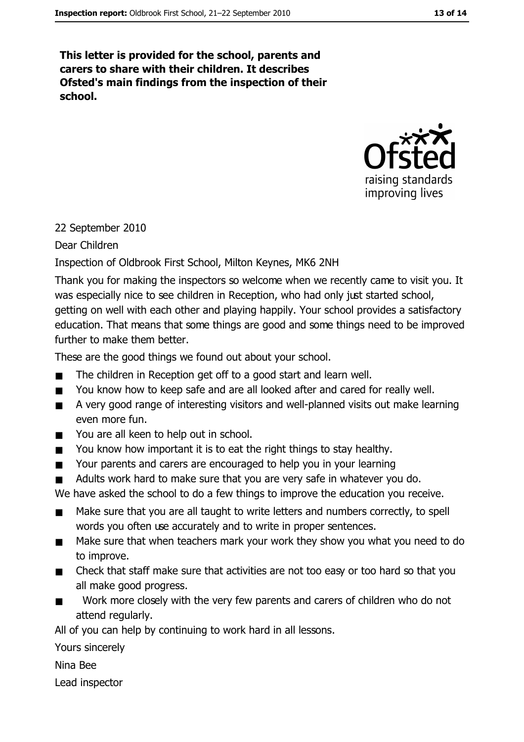**This letter is provided for the school, parents and carers to share with their children. It describes Ofsted's main findings from the inspection of their school.**

22 September 2010

Dear Children

Inspection of Oldbrook First School, Milton Keynes, MK6 2NH

Thank you for making the inspectors so welcome when we recently came to visit you. It was especially nice to see children in Reception, who had only just started school, getting on well with each other and playing happily. Your school provides a satisfactory education. That means that some things are good and some things need to be improved further to make them better.

These are the good things we found out about your school.

- The children in Reception get off to a good start and learn well.
- You know how to keep safe and are all looked after and cared for really well.
- A very good range of interesting visitors and well-planned visits out make learning even more fun.
- You are all keen to help out in school.
- You know how important it is to eat the right things to stay healthy.
- Your parents and carers are encouraged to help you in your learning
- Adults work hard to make sure that you are very safe in whatever you do.

We have asked the school to do a few things to improve the education you receive.

- Make sure that you are all taught to write letters and numbers correctly, to spell words you often use accurately and to write in proper sentences.
- Make sure that when teachers mark your work they show you what you need to do to improve.
- Check that staff make sure that activities are not too easy or too hard so that you all make good progress.
- Work more closely with the very few parents and carers of children who do not attend regularly.

All of you can help by continuing to work hard in all lessons.

Yours sincerely

Nina Bee

Lead inspector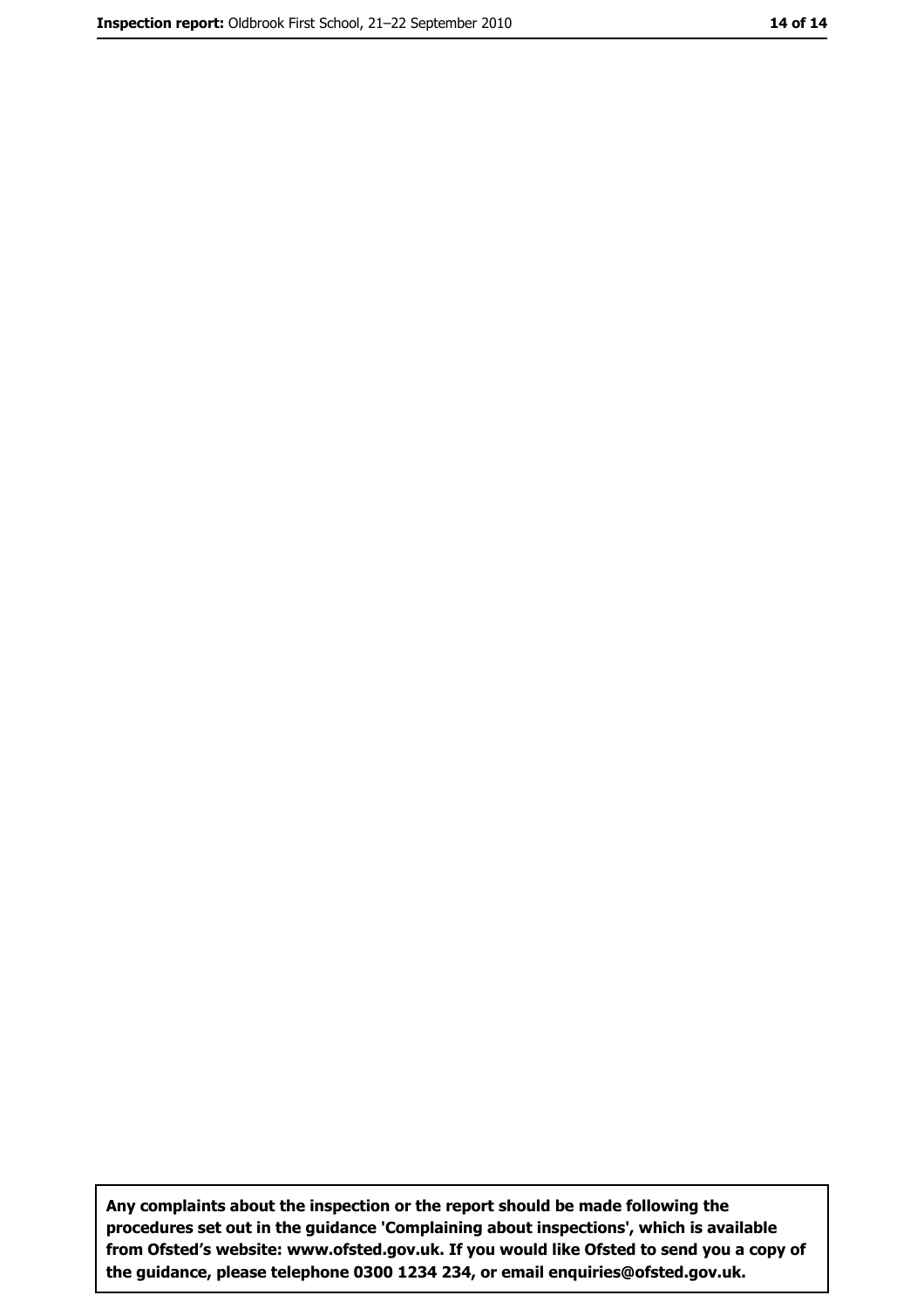**Any complaints about the inspection or the report should be made following the procedures set out in the guidance 'Complaining about inspections', which is available from Ofsted's website: www.ofsted.gov.uk. If you would like Ofsted to send you a copy of the guidance, please telephone 0300 1234 234, or email enquiries@ofsted.gov.uk.**